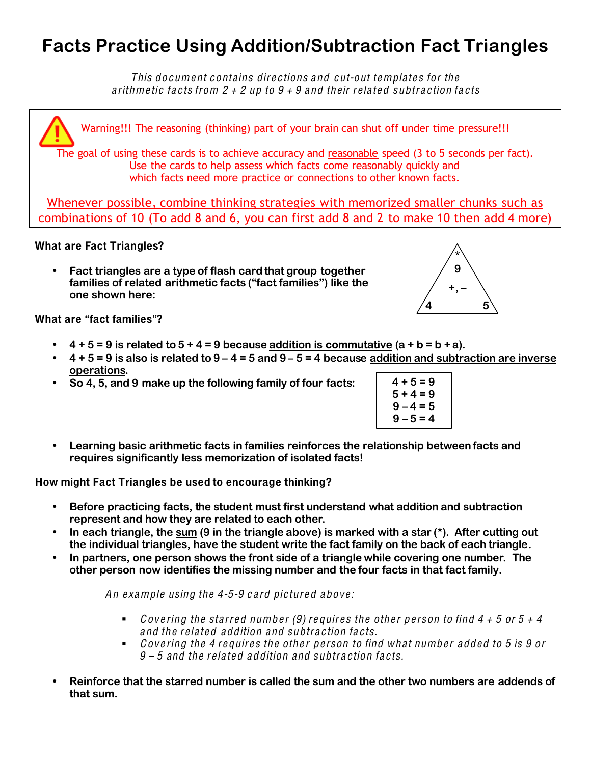# Facts Practice Using Addition/Subtraction Fact Triangles

*This document contains directions and cut-out templates for the arithmetic facts from 2 + 2 up to 9 + 9 and their related subtraction facts*

> ⚠ Warning!!! The reasoning (thinking) part of your brain can shut off under time pressure!!!
>
> The goal of using these cards is to achieve accuracy and <u>reasonable</u> speed (3 to 5 seconds per fact). Use the cards to help assess which facts come reasonably quickly and which facts need more practice or connections to other known facts.
>
> <u>Whenever possible, combine thinking strategies with memorized smaller chunks such as combinations of 10 (To add 8 and 6, you can first add 8 and 2 to make 10 then add 4 more)</u>

**What are Fact Triangles?**

- **Fact triangles are a type of flash card that group together families of related arithmetic facts ("fact families") like the one shown here:**

```
      *
      9
     +, –
  4       5
```

**What are "fact families"?**

- **4 + 5 = 9 is related to 5 + 4 = 9 because <u>addition is commutative</u> (a + b = b + a).**
- **4 + 5 = 9 is also is related to 9 – 4 = 5 and 9 – 5 = 4 because <u>addition and subtraction are inverse operations</u>.**
- **So 4, 5, and 9 make up the following family of four facts:**

| |
|---|
| **4 + 5 = 9** |
| **5 + 4 = 9** |
| **9 – 4 = 5** |
| **9 – 5 = 4** |

- **Learning basic arithmetic facts in families reinforces the relationship between facts and requires significantly less memorization of isolated facts!**

**How might Fact Triangles be used to encourage thinking?**

- **Before practicing facts, the student must first understand what addition and subtraction represent and how they are related to each other.**
- **In each triangle, the <u>sum</u> (9 in the triangle above) is marked with a star (*). After cutting out the individual triangles, have the student write the fact family on the back of each triangle.**
- **In partners, one person shows the front side of a triangle while covering one number. The other person now identifies the missing number and the four facts in that fact family.**

  *An example using the 4-5-9 card pictured above:*

  - *Covering the starred number (9) requires the other person to find 4 + 5 or 5 + 4 and the related addition and subtraction facts.*
  - *Covering the 4 requires the other person to find what number added to 5 is 9 or 9 – 5 and the related addition and subtraction facts.*

- **Reinforce that the starred number is called the <u>sum</u> and the other two numbers are <u>addends</u> of that sum.**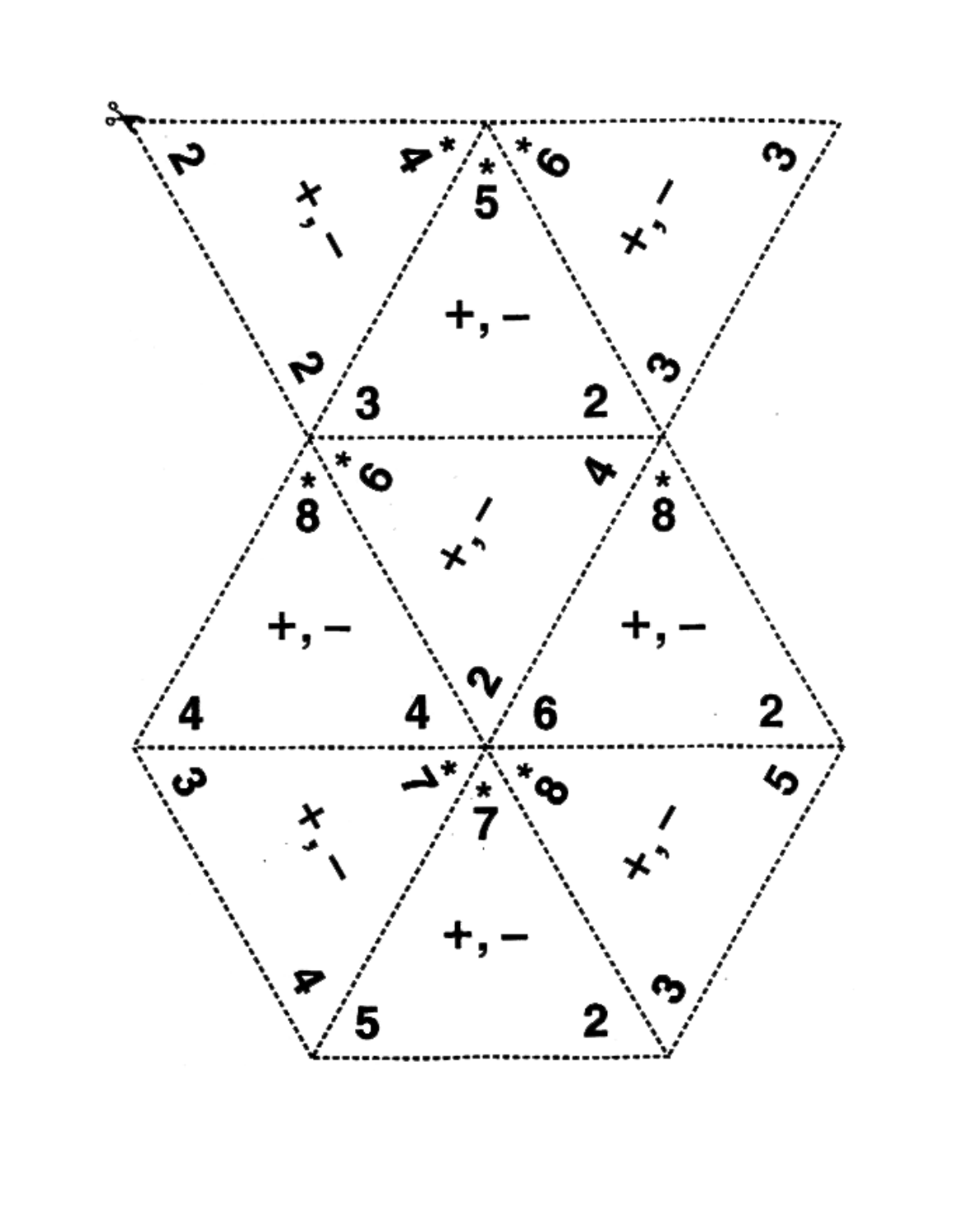2 &nbsp;&nbsp; +, – &nbsp;&nbsp; 4* &nbsp;&nbsp; 2

5* &nbsp;&nbsp; +, – &nbsp;&nbsp; 3 &nbsp;&nbsp; 2

*6 &nbsp;&nbsp; +, – &nbsp;&nbsp; 3 &nbsp;&nbsp; 3

8* &nbsp;&nbsp; +, – &nbsp;&nbsp; 4 &nbsp;&nbsp; 4

*6 &nbsp;&nbsp; +, – &nbsp;&nbsp; 4 &nbsp;&nbsp; 2

8* &nbsp;&nbsp; +, – &nbsp;&nbsp; 6 &nbsp;&nbsp; 2

3 &nbsp;&nbsp; +, – &nbsp;&nbsp; 7* &nbsp;&nbsp; 4

7* &nbsp;&nbsp; +, – &nbsp;&nbsp; 5 &nbsp;&nbsp; 2

*8 &nbsp;&nbsp; +, – &nbsp;&nbsp; 5 &nbsp;&nbsp; 3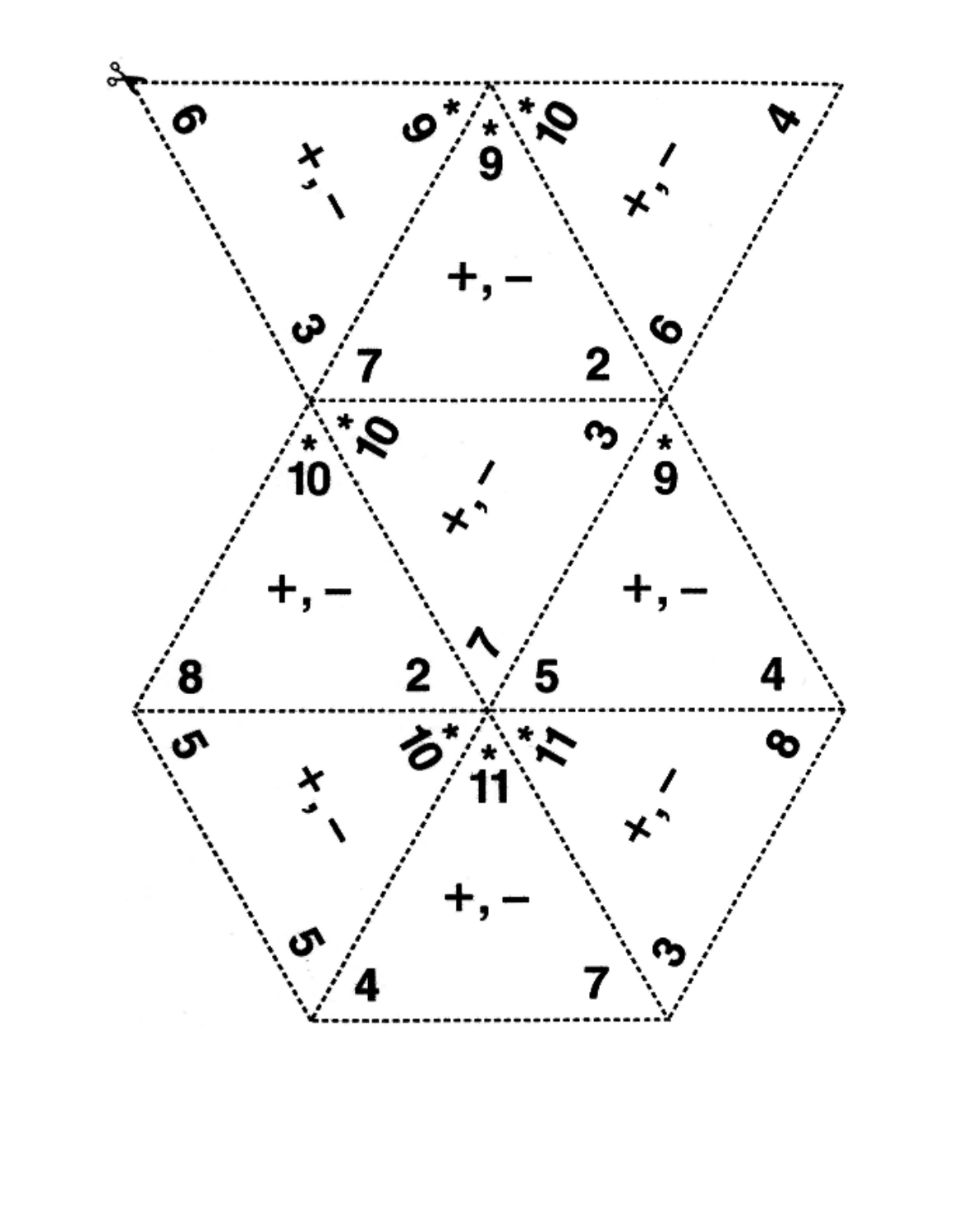6 +, − 6*

*9 +, − 7 2

*10 +, − 4 6

3

*10 +, − 8 2

*10 +, − 3 7

*9 +, − 5 4

5 +, − 10* 5

*11 +, − 4 7

*11 +, − 8 3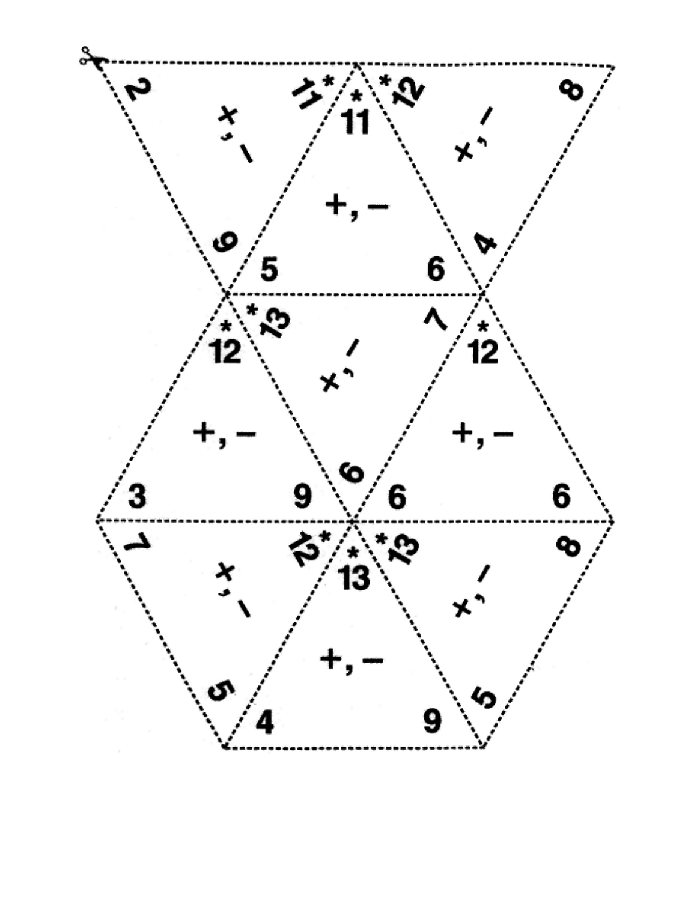2

+, –

11*

9

*11

+, –

5

6

*12

+, –

8

4

*12

+, –

3

9

*13

+, –

7

6

*12

+, –

6

6

7

+, –

12*

5

*13

+, –

4

9

*13

+, –

8

5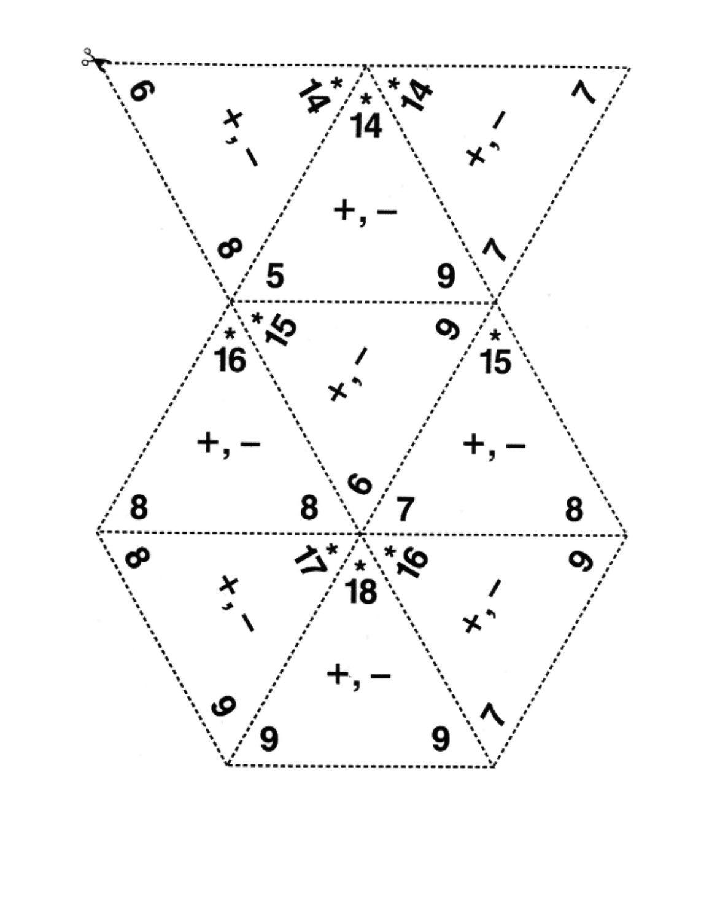6

14*

+, –

8

14*

+, –

5

9

14*

7

+, –

7

16*

+, –

8

8

15*

9

+, –

6

15*

+, –

7

8

8

17*

+, –

9

18*

+, –

9

9

16*

9

+, –

7